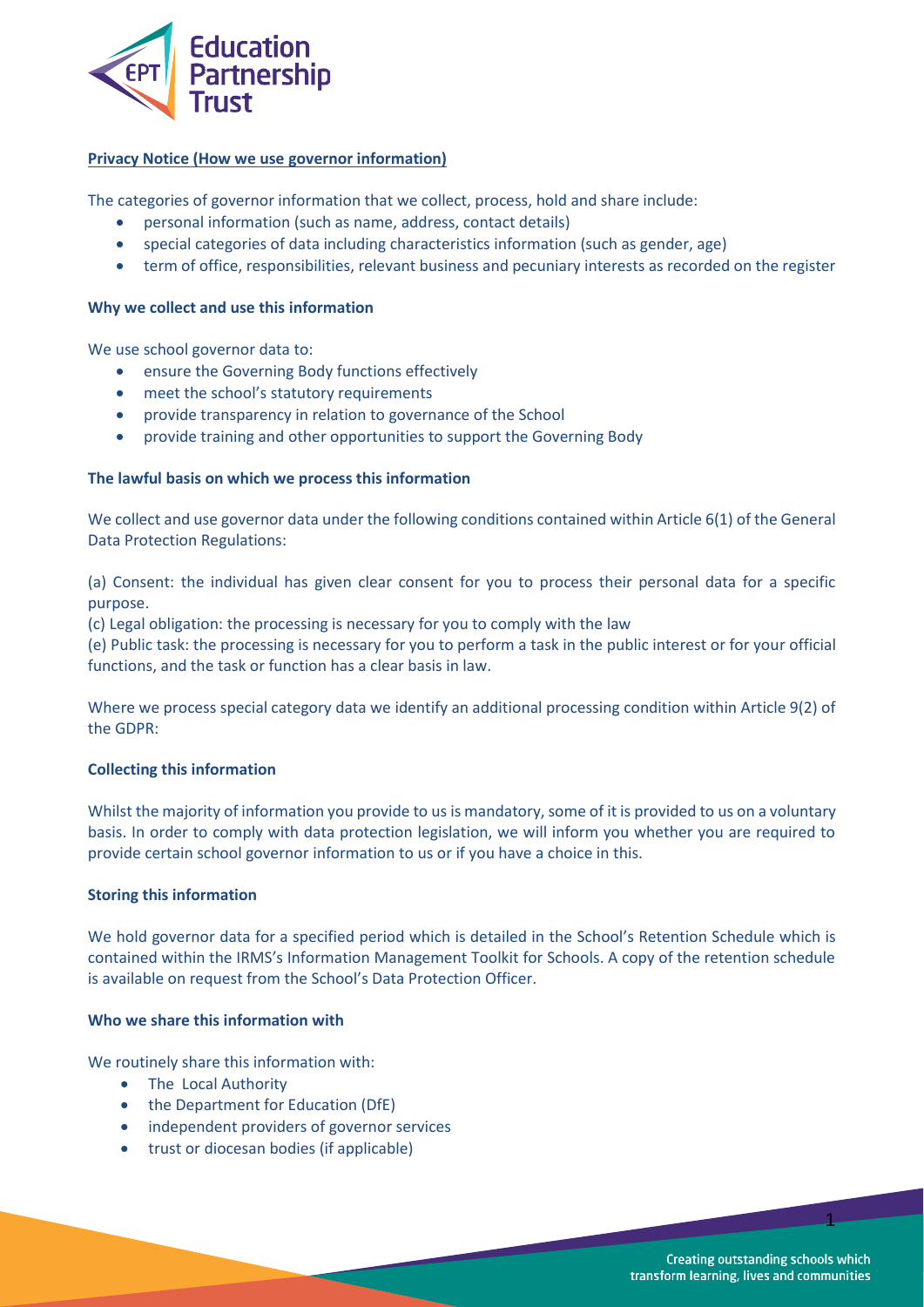Education Partnership Trust

# Privacy Notice (How we use governor information)

The categories of governor information that we collect, process, hold and share include:

- personal information (such as name, address, contact details)
- special categories of data including characteristics information (such as gender, age)
- term of office, responsibilities, relevant business and pecuniary interests as recorded on the register

## Why we collect and use this information

We use school governor data to:

- ensure the Governing Body functions effectively
- meet the school's statutory requirements
- provide transparency in relation to governance of the School
- provide training and other opportunities to support the Governing Body

## The lawful basis on which we process this information

We collect and use governor data under the following conditions contained within Article 6(1) of the General Data Protection Regulations:

(a) Consent: the individual has given clear consent for you to process their personal data for a specific purpose.
(c) Legal obligation: the processing is necessary for you to comply with the law
(e) Public task: the processing is necessary for you to perform a task in the public interest or for your official functions, and the task or function has a clear basis in law.

Where we process special category data we identify an additional processing condition within Article 9(2) of the GDPR:

## Collecting this information

Whilst the majority of information you provide to us is mandatory, some of it is provided to us on a voluntary basis. In order to comply with data protection legislation, we will inform you whether you are required to provide certain school governor information to us or if you have a choice in this.

## Storing this information

We hold governor data for a specified period which is detailed in the School's Retention Schedule which is contained within the IRMS's Information Management Toolkit for Schools. A copy of the retention schedule is available on request from the School's Data Protection Officer.

## Who we share this information with

We routinely share this information with:

- The Local Authority
- the Department for Education (DfE)
- independent providers of governor services
- trust or diocesan bodies (if applicable)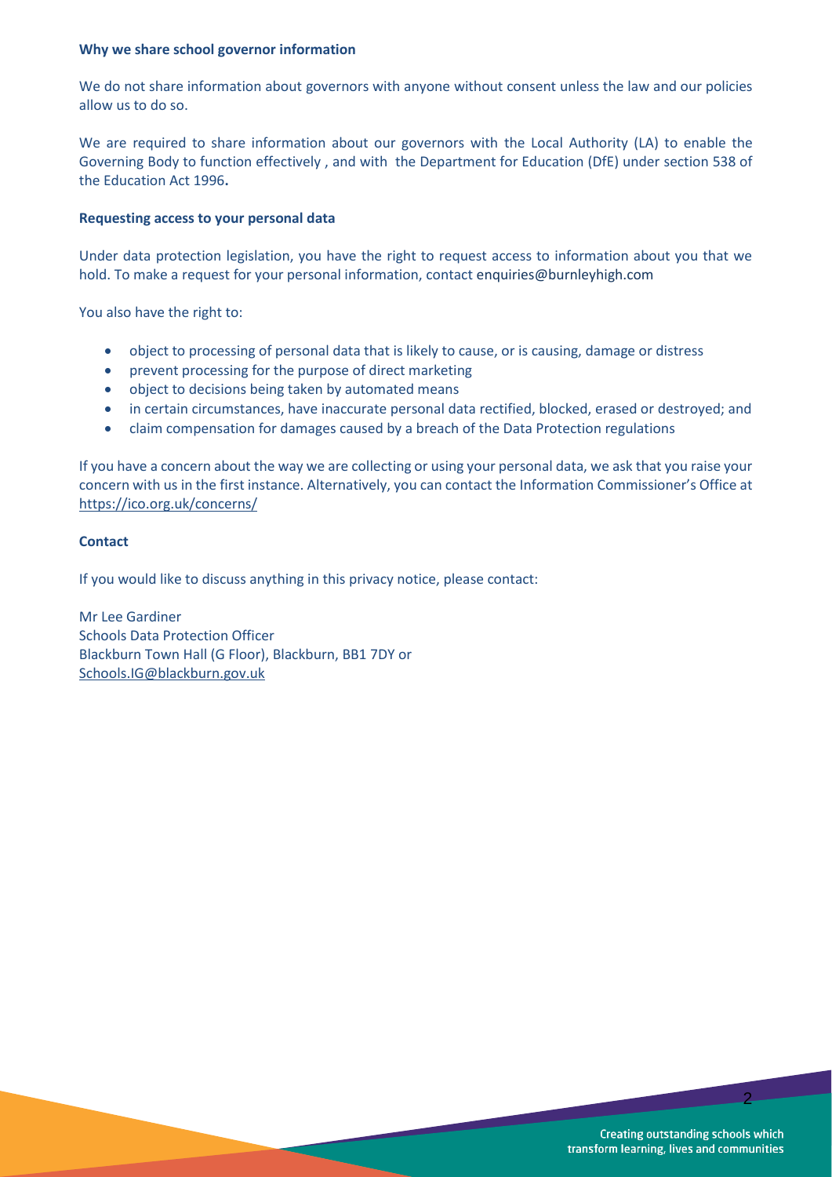**Why we share school governor information**

We do not share information about governors with anyone without consent unless the law and our policies allow us to do so.

We are required to share information about our governors with the Local Authority (LA) to enable the Governing Body to function effectively , and with the Department for Education (DfE) under section 538 of the Education Act 1996**.**

**Requesting access to your personal data**

Under data protection legislation, you have the right to request access to information about you that we hold. To make a request for your personal information, contact enquiries@burnleyhigh.com

You also have the right to:

- object to processing of personal data that is likely to cause, or is causing, damage or distress
- prevent processing for the purpose of direct marketing
- object to decisions being taken by automated means
- in certain circumstances, have inaccurate personal data rectified, blocked, erased or destroyed; and
- claim compensation for damages caused by a breach of the Data Protection regulations

If you have a concern about the way we are collecting or using your personal data, we ask that you raise your concern with us in the first instance. Alternatively, you can contact the Information Commissioner's Office at https://ico.org.uk/concerns/

**Contact**

If you would like to discuss anything in this privacy notice, please contact:

Mr Lee Gardiner
Schools Data Protection Officer
Blackburn Town Hall (G Floor), Blackburn, BB1 7DY or
Schools.IG@blackburn.gov.uk